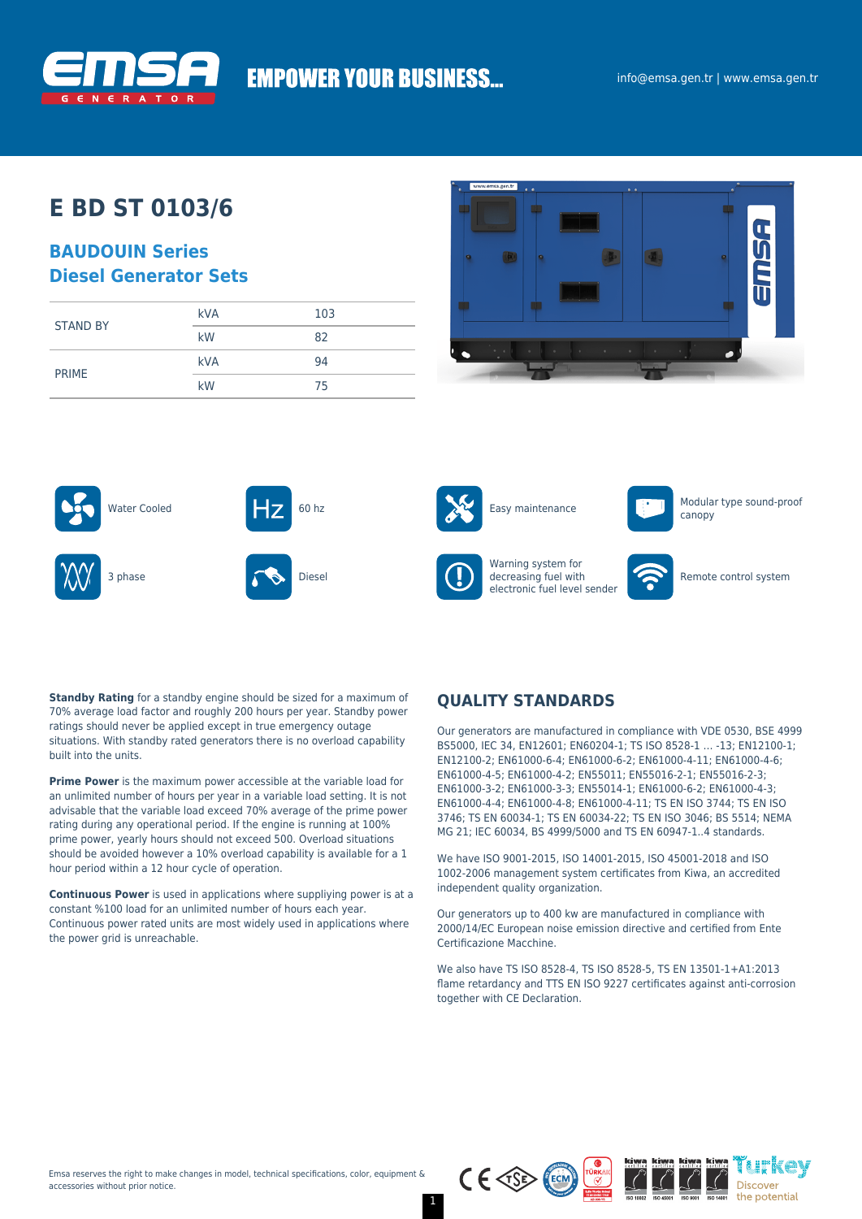EMPOWER YOUR BUSINESS...

info@emsa.gen.tr | www.emsa.gen.tr

# E BD ST 0103/6

## BAUDOUIN Series
## Diesel Generator Sets

| | | |
|---|---|---|
| STAND BY | kVA | 103 |
| | kW | 82 |
| PRIME | kVA | 94 |
| | kW | 75 |

- Water Cooled
- 60 hz
- Easy maintenance
- Modular type sound-proof canopy
- 3 phase
- Diesel
- Warning system for decreasing fuel with electronic fuel level sender
- Remote control system

**Standby Rating** for a standby engine should be sized for a maximum of 70% average load factor and roughly 200 hours per year. Standby power ratings should never be applied except in true emergency outage situations. With standby rated generators there is no overload capability built into the units.

**Prime Power** is the maximum power accessible at the variable load for an unlimited number of hours per year in a variable load setting. It is not advisable that the variable load exceed 70% average of the prime power rating during any operational period. If the engine is running at 100% prime power, yearly hours should not exceed 500. Overload situations should be avoided however a 10% overload capability is available for a 1 hour period within a 12 hour cycle of operation.

**Continuous Power** is used in applications where suppliying power is at a constant %100 load for an unlimited number of hours each year. Continuous power rated units are most widely used in applications where the power grid is unreachable.

## QUALITY STANDARDS

Our generators are manufactured in compliance with VDE 0530, BSE 4999 BS5000, IEC 34, EN12601; EN60204-1; TS ISO 8528-1 ... -13; EN12100-1; EN12100-2; EN61000-6-4; EN61000-6-2; EN61000-4-11; EN61000-4-6; EN61000-4-5; EN61000-4-2; EN55011; EN55016-2-1; EN55016-2-3; EN61000-3-2; EN61000-3-3; EN55014-1; EN61000-6-2; EN61000-4-3; EN61000-4-4; EN61000-4-8; EN61000-4-11; TS EN ISO 3744; TS EN ISO 3746; TS EN 60034-1; TS EN 60034-22; TS EN ISO 3046; BS 5514; NEMA MG 21; IEC 60034, BS 4999/5000 and TS EN 60947-1..4 standards.

We have ISO 9001-2015, ISO 14001-2015, ISO 45001-2018 and ISO 1002-2006 management system certificates from Kiwa, an accredited independent quality organization.

Our generators up to 400 kw are manufactured in compliance with 2000/14/EC European noise emission directive and certified from Ente Certificazione Macchine.

We also have TS ISO 8528-4, TS ISO 8528-5, TS EN 13501-1+A1:2013 flame retardancy and TTS EN ISO 9227 certificates against anti-corrosion together with CE Declaration.

Emsa reserves the right to make changes in model, technical specifications, color, equipment & accessories without prior notice.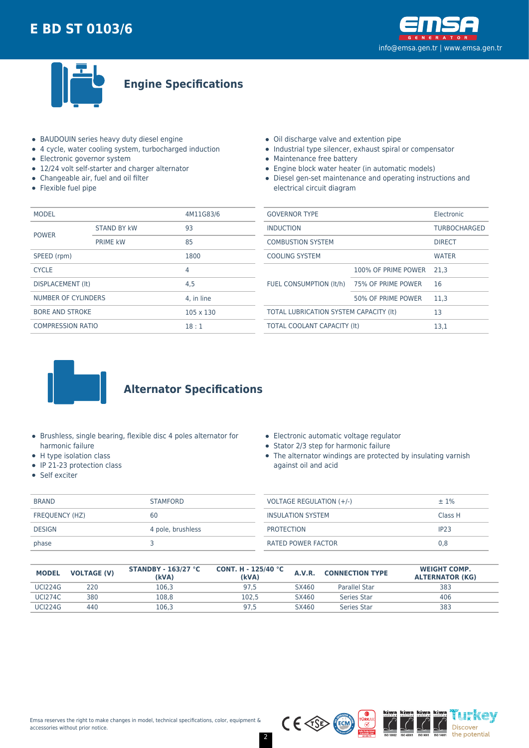# E BD ST 0103/6

## Engine Specifications

- BAUDOUIN series heavy duty diesel engine
- 4 cycle, water cooling system, turbocharged induction
- Electronic governor system
- 12/24 volt self-starter and charger alternator
- Changeable air, fuel and oil filter
- Flexible fuel pipe
- Oil discharge valve and extention pipe
- Industrial type silencer, exhaust spiral or compensator
- Maintenance free battery
- Engine block water heater (in automatic models)
- Diesel gen-set maintenance and operating instructions and electrical circuit diagram

| | | |
|---|---|---|
| MODEL | | 4M11G83/6 |
| POWER | STAND BY kW | 93 |
| | PRIME kW | 85 |
| SPEED (rpm) | | 1800 |
| CYCLE | | 4 |
| DISPLACEMENT (lt) | | 4,5 |
| NUMBER OF CYLINDERS | | 4, in line |
| BORE AND STROKE | | 105 x 130 |
| COMPRESSION RATIO | | 18 : 1 |

| | | |
|---|---|---|
| GOVERNOR TYPE | | Electronic |
| INDUCTION | | TURBOCHARGED |
| COMBUSTION SYSTEM | | DIRECT |
| COOLING SYSTEM | | WATER |
| FUEL CONSUMPTION (lt/h) | 100% OF PRIME POWER | 21,3 |
| | 75% OF PRIME POWER | 16 |
| | 50% OF PRIME POWER | 11,3 |
| TOTAL LUBRICATION SYSTEM CAPACITY (lt) | | 13 |
| TOTAL COOLANT CAPACITY (lt) | | 13,1 |

## Alternator Specifications

- Brushless, single bearing, flexible disc 4 poles alternator for harmonic failure
- H type isolation class
- IP 21-23 protection class
- Self exciter
- Electronic automatic voltage regulator
- Stator 2/3 step for harmonic failure
- The alternator windings are protected by insulating varnish against oil and acid

| | |
|---|---|
| BRAND | STAMFORD |
| FREQUENCY (HZ) | 60 |
| DESIGN | 4 pole, brushless |
| phase | 3 |

| | |
|---|---|
| VOLTAGE REGULATION (+/-) | ± 1% |
| INSULATION SYSTEM | Class H |
| PROTECTION | IP23 |
| RATED POWER FACTOR | 0,8 |

| MODEL | VOLTAGE (V) | STANDBY - 163/27 °C (kVA) | CONT. H - 125/40 °C (kVA) | A.V.R. | CONNECTION TYPE | WEIGHT COMP. ALTERNATOR (KG) |
|---|---|---|---|---|---|---|
| UCI224G | 220 | 106,3 | 97,5 | SX460 | Parallel Star | 383 |
| UCI274C | 380 | 108,8 | 102,5 | SX460 | Series Star | 406 |
| UCI224G | 440 | 106,3 | 97,5 | SX460 | Series Star | 383 |

Emsa reserves the right to make changes in model, technical specifications, color, equipment & accessories without prior notice.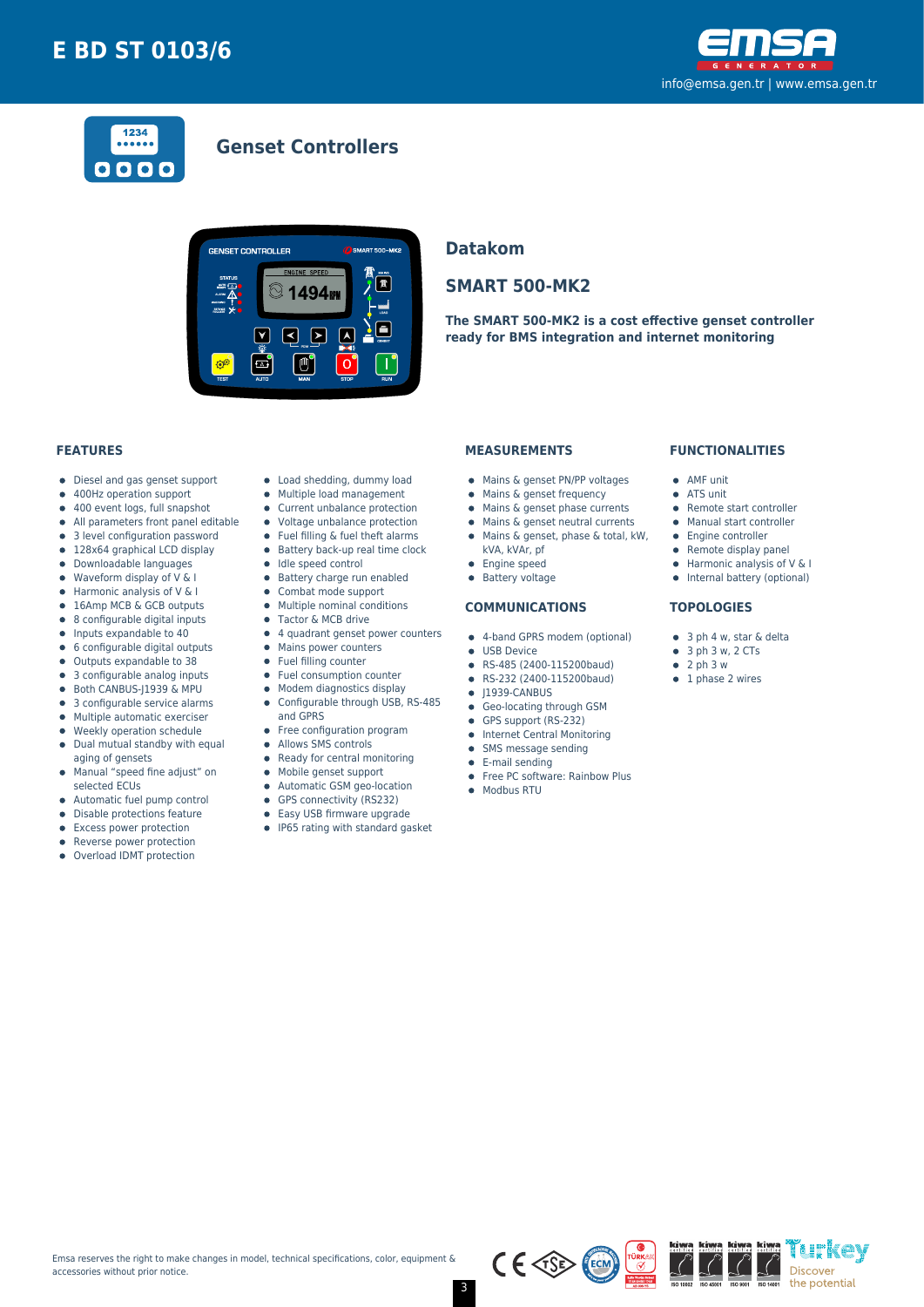# E BD ST 0103/6

info@emsa.gen.tr | www.emsa.gen.tr

## Genset Controllers

## Datakom

## SMART 500-MK2

**The SMART 500-MK2 is a cost effective genset controller ready for BMS integration and internet monitoring**

### FEATURES

- Diesel and gas genset support
- 400Hz operation support
- 400 event logs, full snapshot
- All parameters front panel editable
- 3 level configuration password
- 128x64 graphical LCD display
- Downloadable languages
- Waveform display of V & I
- Harmonic analysis of V & I
- 16Amp MCB & GCB outputs
- 8 configurable digital inputs
- Inputs expandable to 40
- 6 configurable digital outputs
- Outputs expandable to 38
- 3 configurable analog inputs
- Both CANBUS-J1939 & MPU
- 3 configurable service alarms
- Multiple automatic exerciser
- Weekly operation schedule
- Dual mutual standby with equal aging of gensets
- Manual "speed fine adjust" on selected ECUs
- Automatic fuel pump control
- Disable protections feature
- Excess power protection
- Reverse power protection
- Overload IDMT protection
- Load shedding, dummy load
- Multiple load management
- Current unbalance protection
- Voltage unbalance protection
- Fuel filling & fuel theft alarms
- Battery back-up real time clock
- Idle speed control
- Battery charge run enabled
- Combat mode support
- Multiple nominal conditions
- Tactor & MCB drive
- 4 quadrant genset power counters
- Mains power counters
- Fuel filling counter
- Fuel consumption counter
- Modem diagnostics display
- Configurable through USB, RS-485 and GPRS
- Free configuration program
- Allows SMS controls
- Ready for central monitoring
- Mobile genset support
- Automatic GSM geo-location
- GPS connectivity (RS232)
- Easy USB firmware upgrade
- IP65 rating with standard gasket

### MEASUREMENTS

- Mains & genset PN/PP voltages
- Mains & genset frequency
- Mains & genset phase currents
- Mains & genset neutral currents
- Mains & genset, phase & total, kW, kVA, kVAr, pf
- Engine speed
- Battery voltage

### COMMUNICATIONS

- 4-band GPRS modem (optional)
- USB Device
- RS-485 (2400-115200baud)
- RS-232 (2400-115200baud)
- J1939-CANBUS
- Geo-locating through GSM
- GPS support (RS-232)
- Internet Central Monitoring
- SMS message sending
- E-mail sending
- Free PC software: Rainbow Plus
- Modbus RTU

### FUNCTIONALITIES

- AMF unit
- ATS unit
- Remote start controller
- Manual start controller
- Engine controller
- Remote display panel
- Harmonic analysis of V & I
- Internal battery (optional)

### TOPOLOGIES

- 3 ph 4 w, star & delta
- 3 ph 3 w, 2 CTs
- 2 ph 3 w
- 1 phase 2 wires

Emsa reserves the right to make changes in model, technical specifications, color, equipment & accessories without prior notice.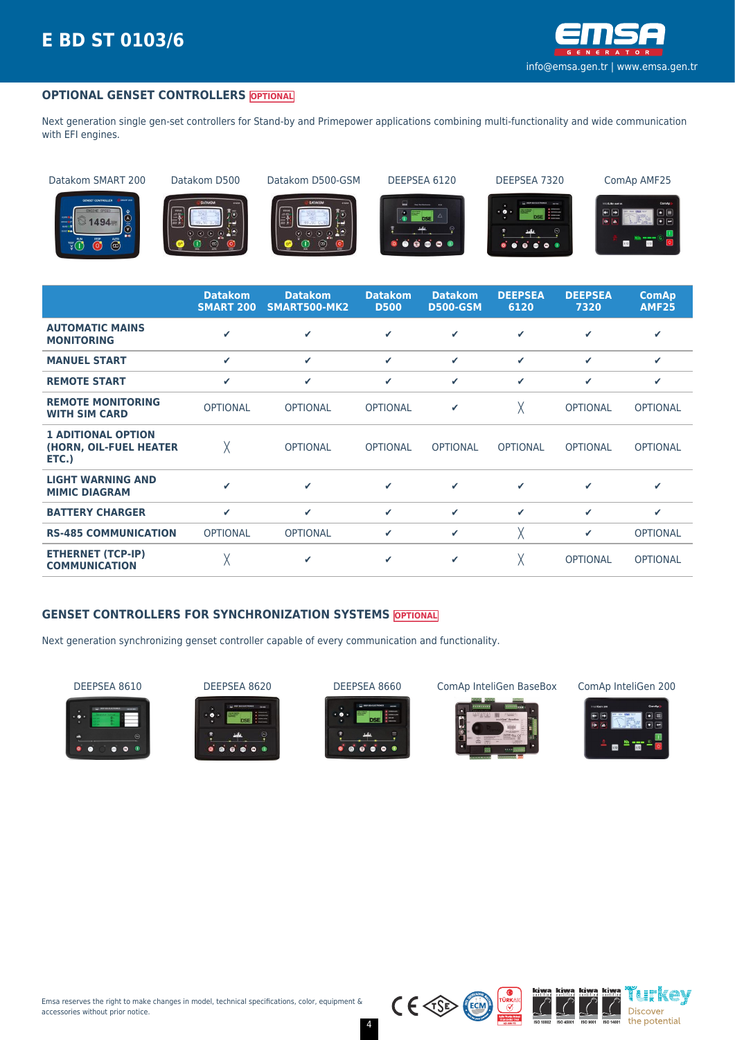## OPTIONAL GENSET CONTROLLERS OPTIONAL

Next generation single gen-set controllers for Stand-by and Primepower applications combining multi-functionality and wide communication with EFI engines.

Datakom SMART 200 | Datakom D500 | Datakom D500-GSM | DEEPSEA 6120 | DEEPSEA 7320 | ComAp AMF25

| | Datakom SMART 200 | Datakom SMART500-MK2 | Datakom D500 | Datakom D500-GSM | DEEPSEA 6120 | DEEPSEA 7320 | ComAp AMF25 |
|---|---|---|---|---|---|---|---|
| AUTOMATIC MAINS MONITORING | ✔ | ✔ | ✔ | ✔ | ✔ | ✔ | ✔ |
| MANUEL START | ✔ | ✔ | ✔ | ✔ | ✔ | ✔ | ✔ |
| REMOTE START | ✔ | ✔ | ✔ | ✔ | ✔ | ✔ | ✔ |
| REMOTE MONITORING WITH SIM CARD | OPTIONAL | OPTIONAL | OPTIONAL | ✔ | ╳ | OPTIONAL | OPTIONAL |
| 1 ADITIONAL OPTION (HORN, OIL-FUEL HEATER ETC.) | ╳ | OPTIONAL | OPTIONAL | OPTIONAL | OPTIONAL | OPTIONAL | OPTIONAL |
| LIGHT WARNING AND MIMIC DIAGRAM | ✔ | ✔ | ✔ | ✔ | ✔ | ✔ | ✔ |
| BATTERY CHARGER | ✔ | ✔ | ✔ | ✔ | ✔ | ✔ | ✔ |
| RS-485 COMMUNICATION | OPTIONAL | OPTIONAL | ✔ | ✔ | ╳ | ✔ | OPTIONAL |
| ETHERNET (TCP-IP) COMMUNICATION | ╳ | ✔ | ✔ | ✔ | ╳ | OPTIONAL | OPTIONAL |

## GENSET CONTROLLERS FOR SYNCHRONIZATION SYSTEMS OPTIONAL

Next generation synchronizing genset controller capable of every communication and functionality.

DEEPSEA 8610 | DEEPSEA 8620 | DEEPSEA 8660 | ComAp InteliGen BaseBox | ComAp InteliGen 200

Emsa reserves the right to make changes in model, technical specifications, color, equipment & accessories without prior notice.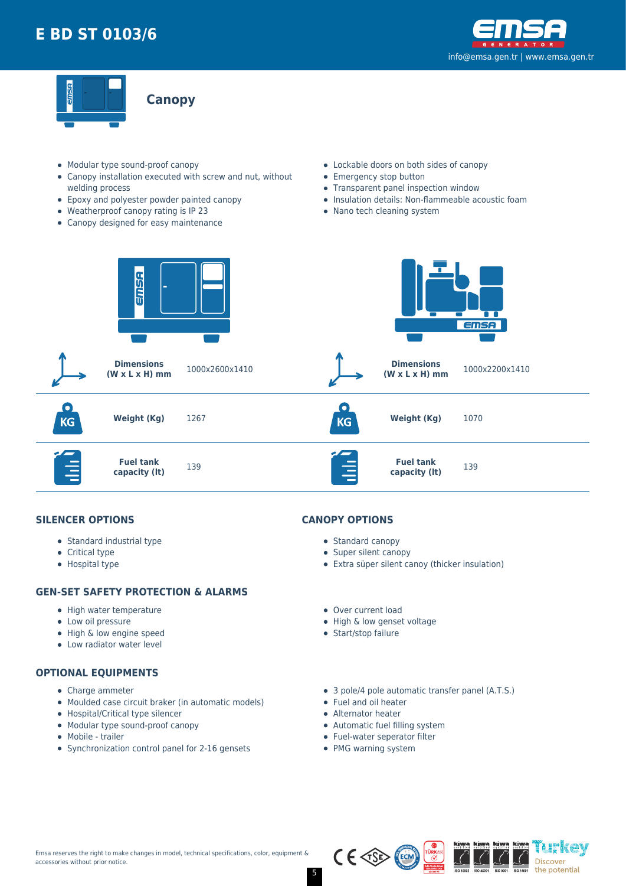# E BD ST 0103/6

info@emsa.gen.tr | www.emsa.gen.tr

## Canopy

- Modular type sound-proof canopy
- Canopy installation executed with screw and nut, without welding process
- Epoxy and polyester powder painted canopy
- Weatherproof canopy rating is IP 23
- Canopy designed for easy maintenance
- Lockable doors on both sides of canopy
- Emergency stop button
- Transparent panel inspection window
- Insulation details: Non-flammeable acoustic foam
- Nano tech cleaning system

| | | | |
|---|---|---|---|
| **Dimensions (W x L x H) mm** | 1000x2600x1410 | **Dimensions (W x L x H) mm** | 1000x2200x1410 |
| **Weight (Kg)** | 1267 | **Weight (Kg)** | 1070 |
| **Fuel tank capacity (lt)** | 139 | **Fuel tank capacity (lt)** | 139 |

## SILENCER OPTIONS

- Standard industrial type
- Critical type
- Hospital type

## CANOPY OPTIONS

- Standard canopy
- Super silent canopy
- Extra süper silent canoy (thicker insulation)

## GEN-SET SAFETY PROTECTION & ALARMS

- High water temperature
- Low oil pressure
- High & low engine speed
- Low radiator water level
- Over current load
- High & low genset voltage
- Start/stop failure

## OPTIONAL EQUIPMENTS

- Charge ammeter
- Moulded case circuit braker (in automatic models)
- Hospital/Critical type silencer
- Modular type sound-proof canopy
- Mobile - trailer
- Synchronization control panel for 2-16 gensets
- 3 pole/4 pole automatic transfer panel (A.T.S.)
- Fuel and oil heater
- Alternator heater
- Automatic fuel filling system
- Fuel-water seperator filter
- PMG warning system

Emsa reserves the right to make changes in model, technical specifications, color, equipment & accessories without prior notice.